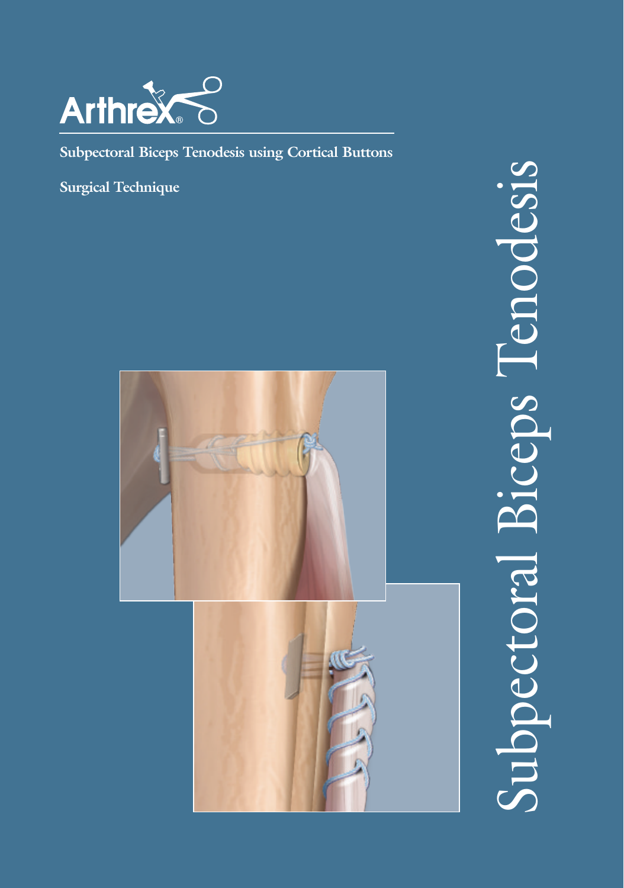Arthrex®

# Subpectoral Biceps Tenodesis using Cortical Buttons

Surgical Technique

Subpectoral Biceps Tenodesis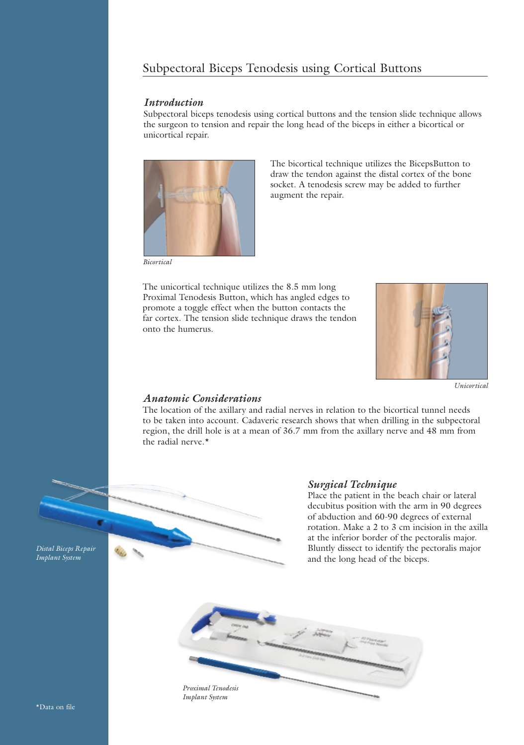## Subpectoral Biceps Tenodesis using Cortical Buttons

### *Introduction*

Subpectoral biceps tenodesis using cortical buttons and the tension slide technique allows the surgeon to tension and repair the long head of the biceps in either a bicortical or unicortical repair.

The bicortical technique utilizes the BicepsButton to draw the tendon against the distal cortex of the bone socket. A tenodesis screw may be added to further augment the repair.

*Bicortical*

The unicortical technique utilizes the 8.5 mm long Proximal Tenodesis Button, which has angled edges to promote a toggle effect when the button contacts the far cortex. The tension slide technique draws the tendon onto the humerus.

*Unicortical*

### *Anatomic Considerations*

The location of the axillary and radial nerves in relation to the bicortical tunnel needs to be taken into account. Cadaveric research shows that when drilling in the subpectoral region, the drill hole is at a mean of 36.7 mm from the axillary nerve and 48 mm from the radial nerve.*

*Distal Biceps Repair Implant System*

### *Surgical Technique*

Place the patient in the beach chair or lateral decubitus position with the arm in 90 degrees of abduction and 60-90 degrees of external rotation. Make a 2 to 3 cm incision in the axilla at the inferior border of the pectoralis major. Bluntly dissect to identify the pectoralis major and the long head of the biceps.

*Proximal Tenodesis Implant System*

*Data on file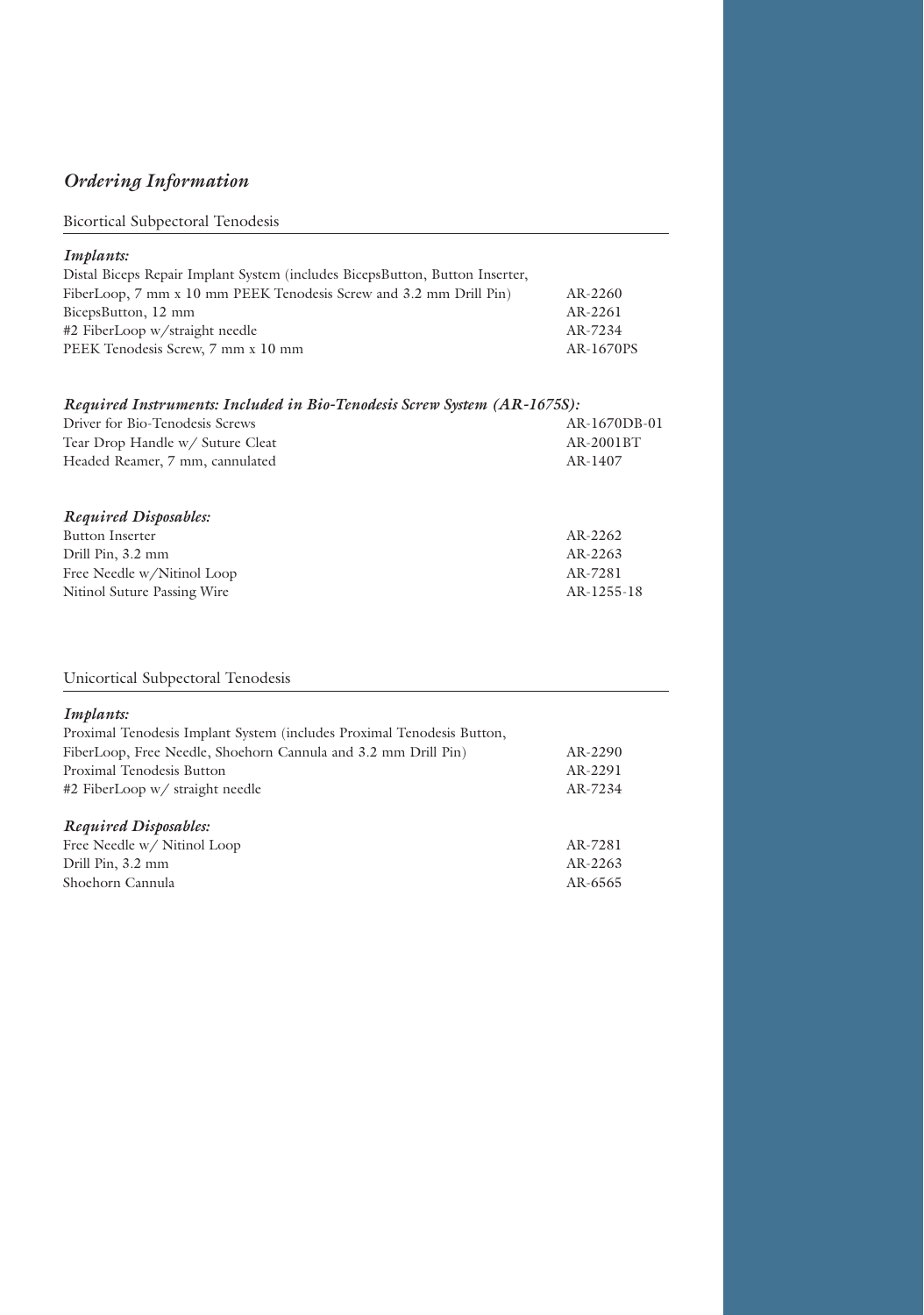## *Ordering Information*

### Bicortical Subpectoral Tenodesis

***Implants:***

| | |
|---|---|
| Distal Biceps Repair Implant System (includes BicepsButton, Button Inserter, FiberLoop, 7 mm x 10 mm PEEK Tenodesis Screw and 3.2 mm Drill Pin) | AR-2260 |
| BicepsButton, 12 mm | AR-2261 |
| #2 FiberLoop w/straight needle | AR-7234 |
| PEEK Tenodesis Screw, 7 mm x 10 mm | AR-1670PS |

***Required Instruments: Included in Bio-Tenodesis Screw System (AR-1675S):***

| | |
|---|---|
| Driver for Bio-Tenodesis Screws | AR-1670DB-01 |
| Tear Drop Handle w/ Suture Cleat | AR-2001BT |
| Headed Reamer, 7 mm, cannulated | AR-1407 |

***Required Disposables:***

| | |
|---|---|
| Button Inserter | AR-2262 |
| Drill Pin, 3.2 mm | AR-2263 |
| Free Needle w/Nitinol Loop | AR-7281 |
| Nitinol Suture Passing Wire | AR-1255-18 |

### Unicortical Subpectoral Tenodesis

***Implants:***

| | |
|---|---|
| Proximal Tenodesis Implant System (includes Proximal Tenodesis Button, FiberLoop, Free Needle, Shoehorn Cannula and 3.2 mm Drill Pin) | AR-2290 |
| Proximal Tenodesis Button | AR-2291 |
| #2 FiberLoop w/ straight needle | AR-7234 |

***Required Disposables:***

| | |
|---|---|
| Free Needle w/ Nitinol Loop | AR-7281 |
| Drill Pin, 3.2 mm | AR-2263 |
| Shoehorn Cannula | AR-6565 |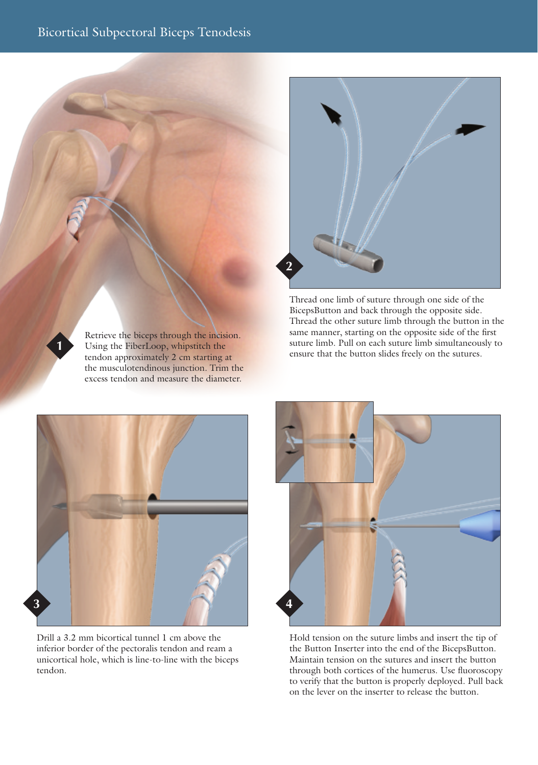# Bicortical Subpectoral Biceps Tenodesis

**1** Retrieve the biceps through the incision. Using the FiberLoop, whipstitch the tendon approximately 2 cm starting at the musculotendinous junction. Trim the excess tendon and measure the diameter.

**2** Thread one limb of suture through one side of the BicepsButton and back through the opposite side. Thread the other suture limb through the button in the same manner, starting on the opposite side of the first suture limb. Pull on each suture limb simultaneously to ensure that the button slides freely on the sutures.

**3** Drill a 3.2 mm bicortical tunnel 1 cm above the inferior border of the pectoralis tendon and ream a unicortical hole, which is line-to-line with the biceps tendon.

**4** Hold tension on the suture limbs and insert the tip of the Button Inserter into the end of the BicepsButton. Maintain tension on the sutures and insert the button through both cortices of the humerus. Use fluoroscopy to verify that the button is properly deployed. Pull back on the lever on the inserter to release the button.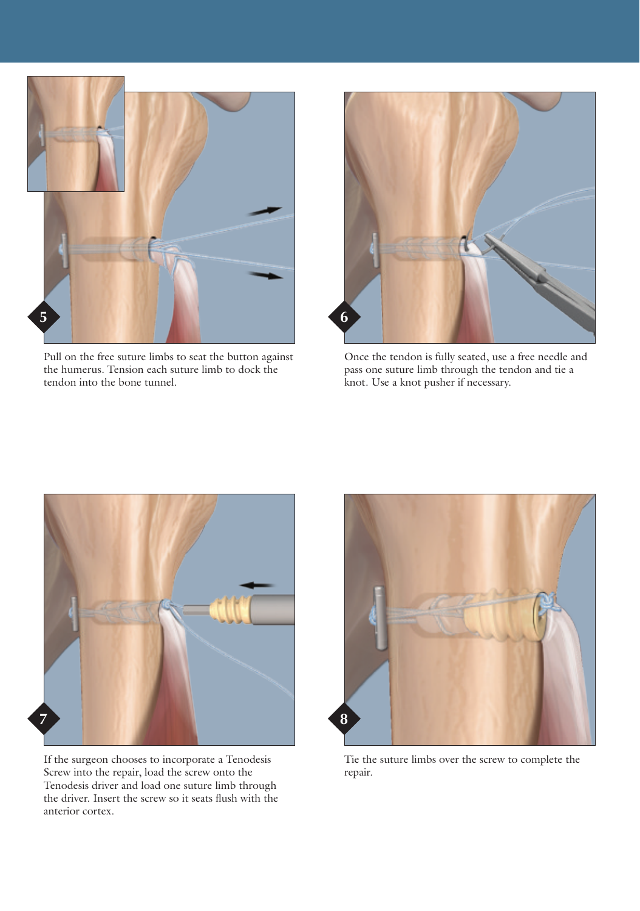**5**

Pull on the free suture limbs to seat the button against the humerus. Tension each suture limb to dock the tendon into the bone tunnel.

**6**

Once the tendon is fully seated, use a free needle and pass one suture limb through the tendon and tie a knot. Use a knot pusher if necessary.

**7**

If the surgeon chooses to incorporate a Tenodesis Screw into the repair, load the screw onto the Tenodesis driver and load one suture limb through the driver. Insert the screw so it seats flush with the anterior cortex.

**8**

Tie the suture limbs over the screw to complete the repair.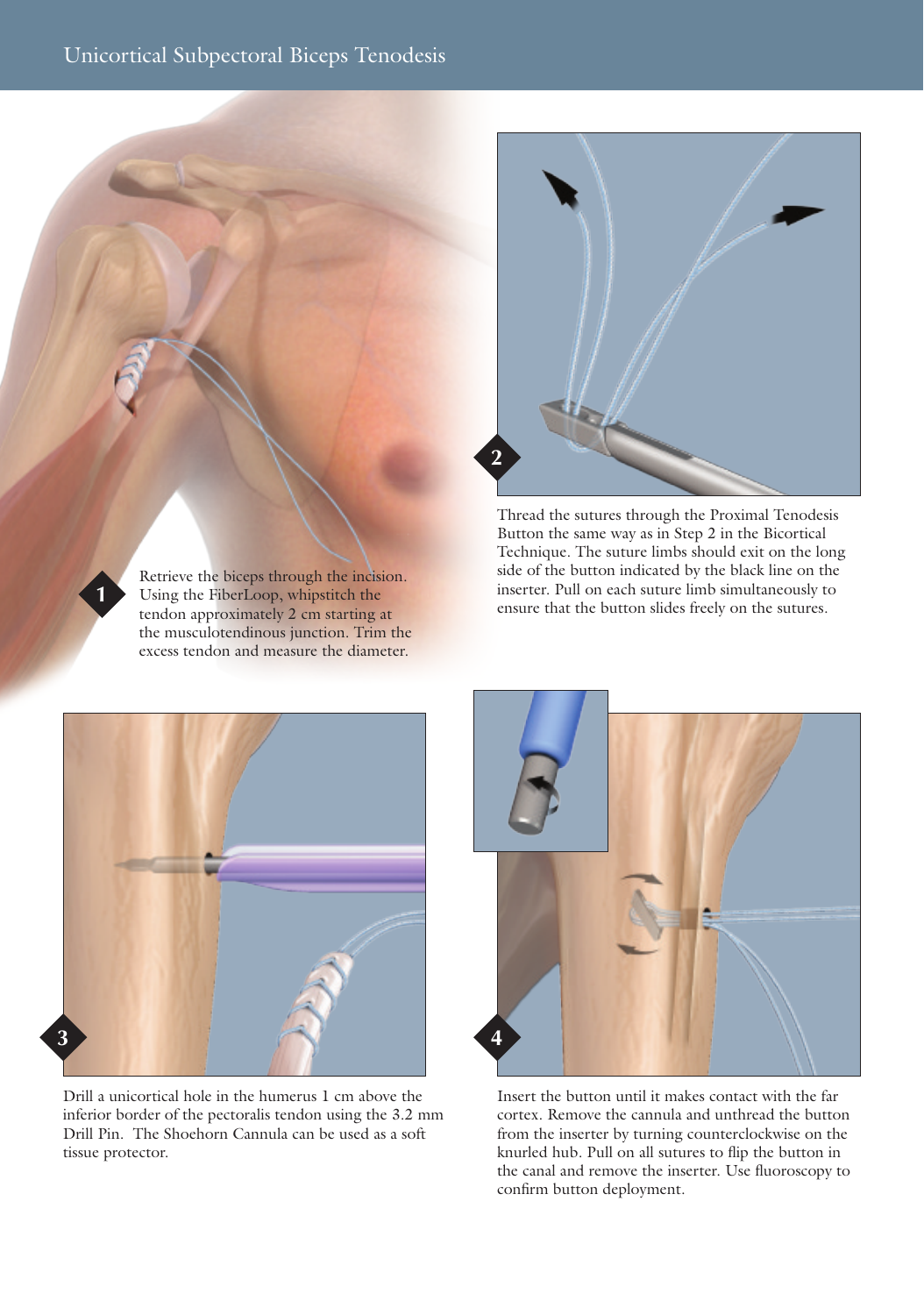# Unicortical Subpectoral Biceps Tenodesis

**1** Retrieve the biceps through the incision. Using the FiberLoop, whipstitch the tendon approximately 2 cm starting at the musculotendinous junction. Trim the excess tendon and measure the diameter.

**2** Thread the sutures through the Proximal Tenodesis Button the same way as in Step 2 in the Bicortical Technique. The suture limbs should exit on the long side of the button indicated by the black line on the inserter. Pull on each suture limb simultaneously to ensure that the button slides freely on the sutures.

**3** Drill a unicortical hole in the humerus 1 cm above the inferior border of the pectoralis tendon using the 3.2 mm Drill Pin. The Shoehorn Cannula can be used as a soft tissue protector.

**4** Insert the button until it makes contact with the far cortex. Remove the cannula and unthread the button from the inserter by turning counterclockwise on the knurled hub. Pull on all sutures to flip the button in the canal and remove the inserter. Use fluoroscopy to confirm button deployment.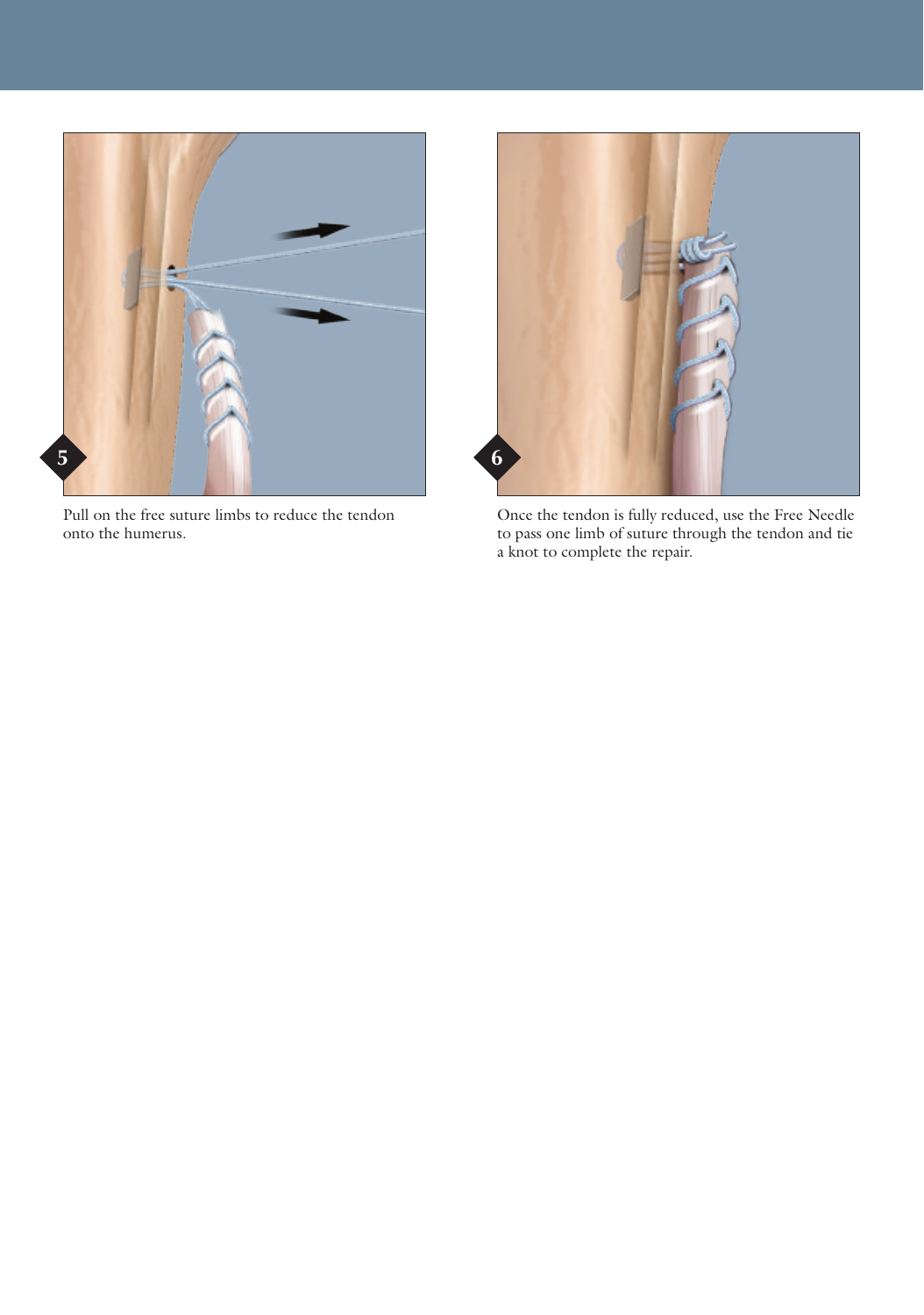5

Pull on the free suture limbs to reduce the tendon onto the humerus.

6

Once the tendon is fully reduced, use the Free Needle to pass one limb of suture through the tendon and tie a knot to complete the repair.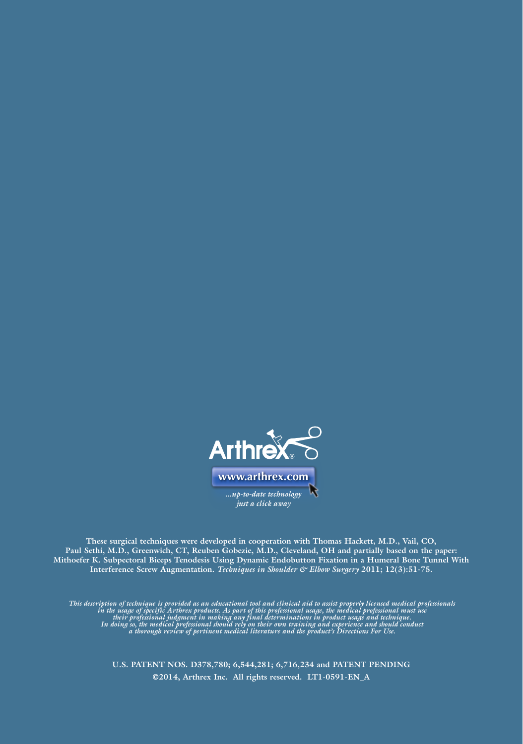Arthrex®

www.arthrex.com

*...up-to-date technology just a click away*

**These surgical techniques were developed in cooperation with Thomas Hackett, M.D., Vail, CO, Paul Sethi, M.D., Greenwich, CT, Reuben Gobezie, M.D., Cleveland, OH and partially based on the paper: Mithoefer K. Subpectoral Biceps Tenodesis Using Dynamic Endobutton Fixation in a Humeral Bone Tunnel With Interference Screw Augmentation. *Techniques in Shoulder & Elbow Surgery* 2011; 12(3):51-75.**

*This description of technique is provided as an educational tool and clinical aid to assist properly licensed medical professionals in the usage of specific Arthrex products. As part of this professional usage, the medical professional must use their professional judgment in making any final determinations in product usage and technique. In doing so, the medical professional should rely on their own training and experience and should conduct a thorough review of pertinent medical literature and the product's Directions For Use.*

**U.S. PATENT NOS. D378,780; 6,544,281; 6,716,234 and PATENT PENDING**

**©2014, Arthrex Inc. All rights reserved. LT1-0591-EN_A**